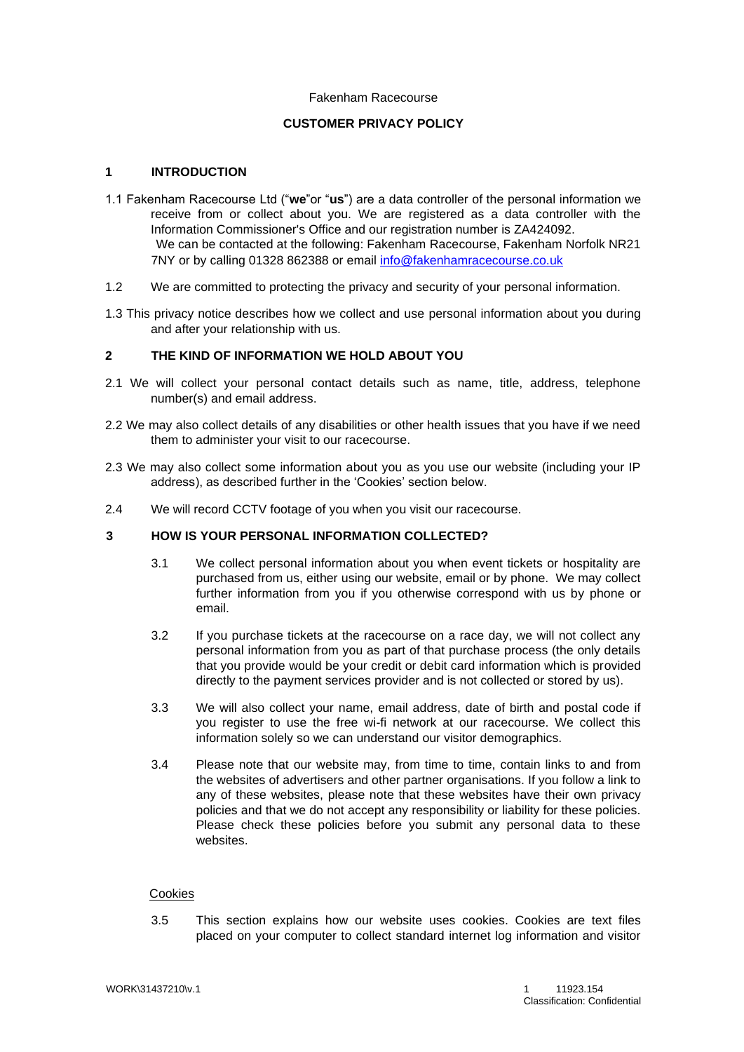Fakenham Racecourse

**CUSTOMER PRIVACY POLICY**

## 1 INTRODUCTION

1.1 Fakenham Racecourse Ltd ("**we**"or "**us**") are a data controller of the personal information we receive from or collect about you. We are registered as a data controller with the Information Commissioner's Office and our registration number is ZA424092. We can be contacted at the following: Fakenham Racecourse, Fakenham Norfolk NR21 7NY or by calling 01328 862388 or email info@fakenhamracecourse.co.uk

1.2 We are committed to protecting the privacy and security of your personal information.

1.3 This privacy notice describes how we collect and use personal information about you during and after your relationship with us.

## 2 THE KIND OF INFORMATION WE HOLD ABOUT YOU

2.1 We will collect your personal contact details such as name, title, address, telephone number(s) and email address.

2.2 We may also collect details of any disabilities or other health issues that you have if we need them to administer your visit to our racecourse.

2.3 We may also collect some information about you as you use our website (including your IP address), as described further in the 'Cookies' section below.

2.4 We will record CCTV footage of you when you visit our racecourse.

## 3 HOW IS YOUR PERSONAL INFORMATION COLLECTED?

3.1 We collect personal information about you when event tickets or hospitality are purchased from us, either using our website, email or by phone. We may collect further information from you if you otherwise correspond with us by phone or email.

3.2 If you purchase tickets at the racecourse on a race day, we will not collect any personal information from you as part of that purchase process (the only details that you provide would be your credit or debit card information which is provided directly to the payment services provider and is not collected or stored by us).

3.3 We will also collect your name, email address, date of birth and postal code if you register to use the free wi-fi network at our racecourse. We collect this information solely so we can understand our visitor demographics.

3.4 Please note that our website may, from time to time, contain links to and from the websites of advertisers and other partner organisations. If you follow a link to any of these websites, please note that these websites have their own privacy policies and that we do not accept any responsibility or liability for these policies. Please check these policies before you submit any personal data to these websites.

Cookies

3.5 This section explains how our website uses cookies. Cookies are text files placed on your computer to collect standard internet log information and visitor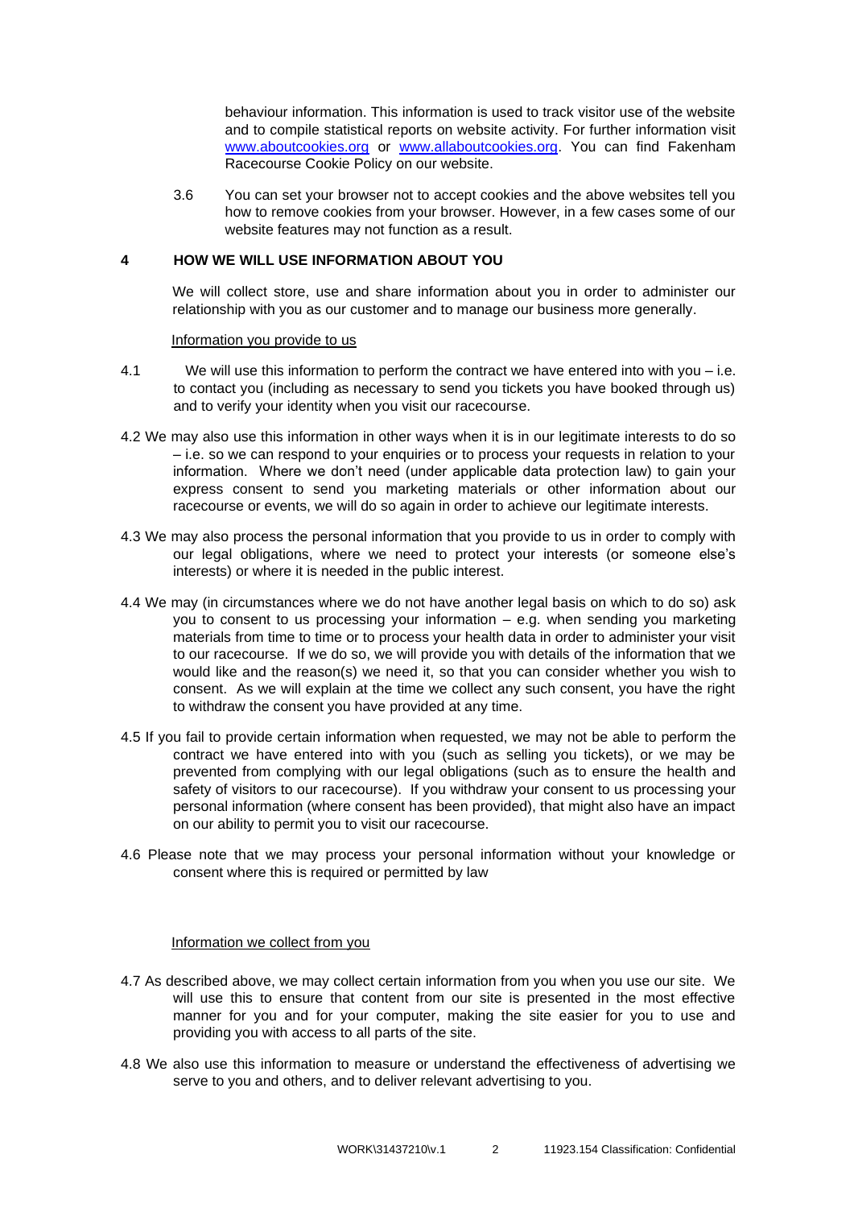behaviour information. This information is used to track visitor use of the website and to compile statistical reports on website activity. For further information visit www.aboutcookies.org or www.allaboutcookies.org. You can find Fakenham Racecourse Cookie Policy on our website.

3.6 You can set your browser not to accept cookies and the above websites tell you how to remove cookies from your browser. However, in a few cases some of our website features may not function as a result.

## 4 HOW WE WILL USE INFORMATION ABOUT YOU

We will collect store, use and share information about you in order to administer our relationship with you as our customer and to manage our business more generally.

Information you provide to us

4.1 We will use this information to perform the contract we have entered into with you – i.e. to contact you (including as necessary to send you tickets you have booked through us) and to verify your identity when you visit our racecourse.

4.2 We may also use this information in other ways when it is in our legitimate interests to do so – i.e. so we can respond to your enquiries or to process your requests in relation to your information. Where we don't need (under applicable data protection law) to gain your express consent to send you marketing materials or other information about our racecourse or events, we will do so again in order to achieve our legitimate interests.

4.3 We may also process the personal information that you provide to us in order to comply with our legal obligations, where we need to protect your interests (or someone else's interests) or where it is needed in the public interest.

4.4 We may (in circumstances where we do not have another legal basis on which to do so) ask you to consent to us processing your information – e.g. when sending you marketing materials from time to time or to process your health data in order to administer your visit to our racecourse. If we do so, we will provide you with details of the information that we would like and the reason(s) we need it, so that you can consider whether you wish to consent. As we will explain at the time we collect any such consent, you have the right to withdraw the consent you have provided at any time.

4.5 If you fail to provide certain information when requested, we may not be able to perform the contract we have entered into with you (such as selling you tickets), or we may be prevented from complying with our legal obligations (such as to ensure the health and safety of visitors to our racecourse). If you withdraw your consent to us processing your personal information (where consent has been provided), that might also have an impact on our ability to permit you to visit our racecourse.

4.6 Please note that we may process your personal information without your knowledge or consent where this is required or permitted by law

Information we collect from you

4.7 As described above, we may collect certain information from you when you use our site. We will use this to ensure that content from our site is presented in the most effective manner for you and for your computer, making the site easier for you to use and providing you with access to all parts of the site.

4.8 We also use this information to measure or understand the effectiveness of advertising we serve to you and others, and to deliver relevant advertising to you.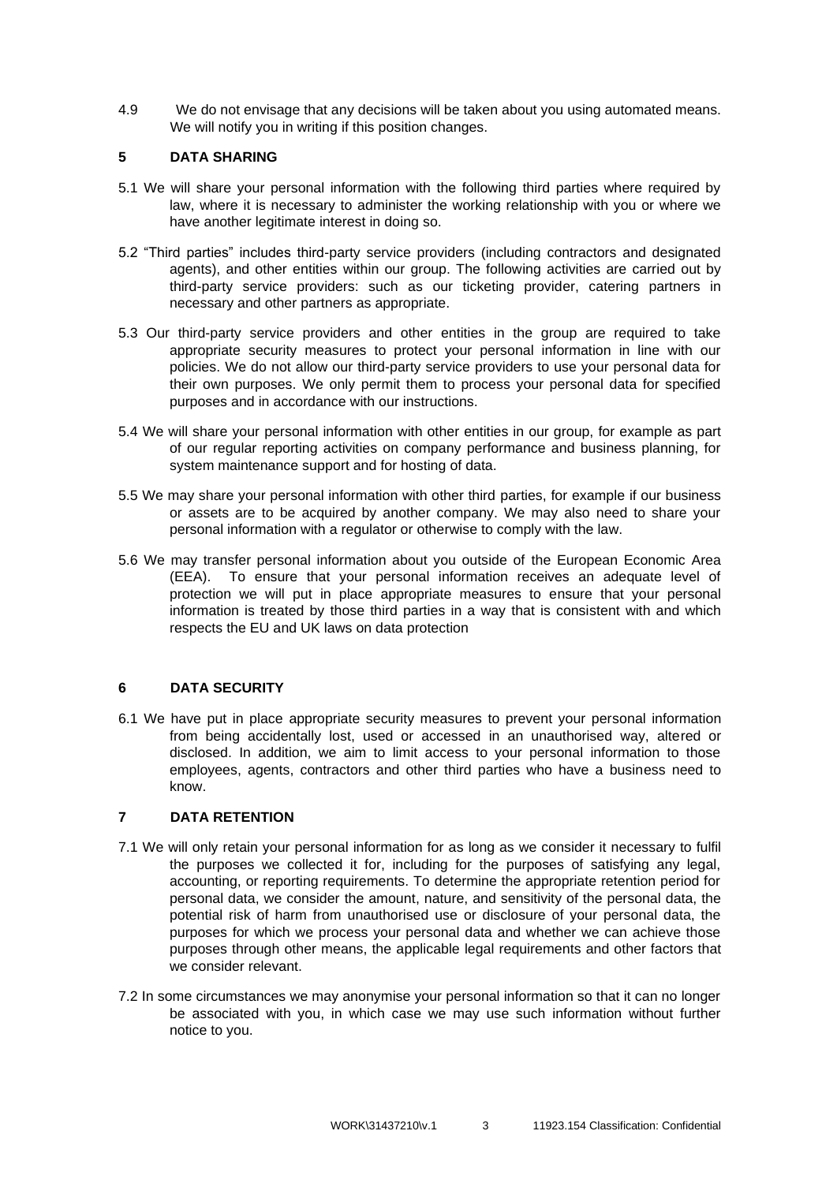4.9 We do not envisage that any decisions will be taken about you using automated means. We will notify you in writing if this position changes.

## 5 DATA SHARING

5.1 We will share your personal information with the following third parties where required by law, where it is necessary to administer the working relationship with you or where we have another legitimate interest in doing so.

5.2 "Third parties" includes third-party service providers (including contractors and designated agents), and other entities within our group. The following activities are carried out by third-party service providers: such as our ticketing provider, catering partners in necessary and other partners as appropriate.

5.3 Our third-party service providers and other entities in the group are required to take appropriate security measures to protect your personal information in line with our policies. We do not allow our third-party service providers to use your personal data for their own purposes. We only permit them to process your personal data for specified purposes and in accordance with our instructions.

5.4 We will share your personal information with other entities in our group, for example as part of our regular reporting activities on company performance and business planning, for system maintenance support and for hosting of data.

5.5 We may share your personal information with other third parties, for example if our business or assets are to be acquired by another company. We may also need to share your personal information with a regulator or otherwise to comply with the law.

5.6 We may transfer personal information about you outside of the European Economic Area (EEA). To ensure that your personal information receives an adequate level of protection we will put in place appropriate measures to ensure that your personal information is treated by those third parties in a way that is consistent with and which respects the EU and UK laws on data protection

## 6 DATA SECURITY

6.1 We have put in place appropriate security measures to prevent your personal information from being accidentally lost, used or accessed in an unauthorised way, altered or disclosed. In addition, we aim to limit access to your personal information to those employees, agents, contractors and other third parties who have a business need to know.

## 7 DATA RETENTION

7.1 We will only retain your personal information for as long as we consider it necessary to fulfil the purposes we collected it for, including for the purposes of satisfying any legal, accounting, or reporting requirements. To determine the appropriate retention period for personal data, we consider the amount, nature, and sensitivity of the personal data, the potential risk of harm from unauthorised use or disclosure of your personal data, the purposes for which we process your personal data and whether we can achieve those purposes through other means, the applicable legal requirements and other factors that we consider relevant.

7.2 In some circumstances we may anonymise your personal information so that it can no longer be associated with you, in which case we may use such information without further notice to you.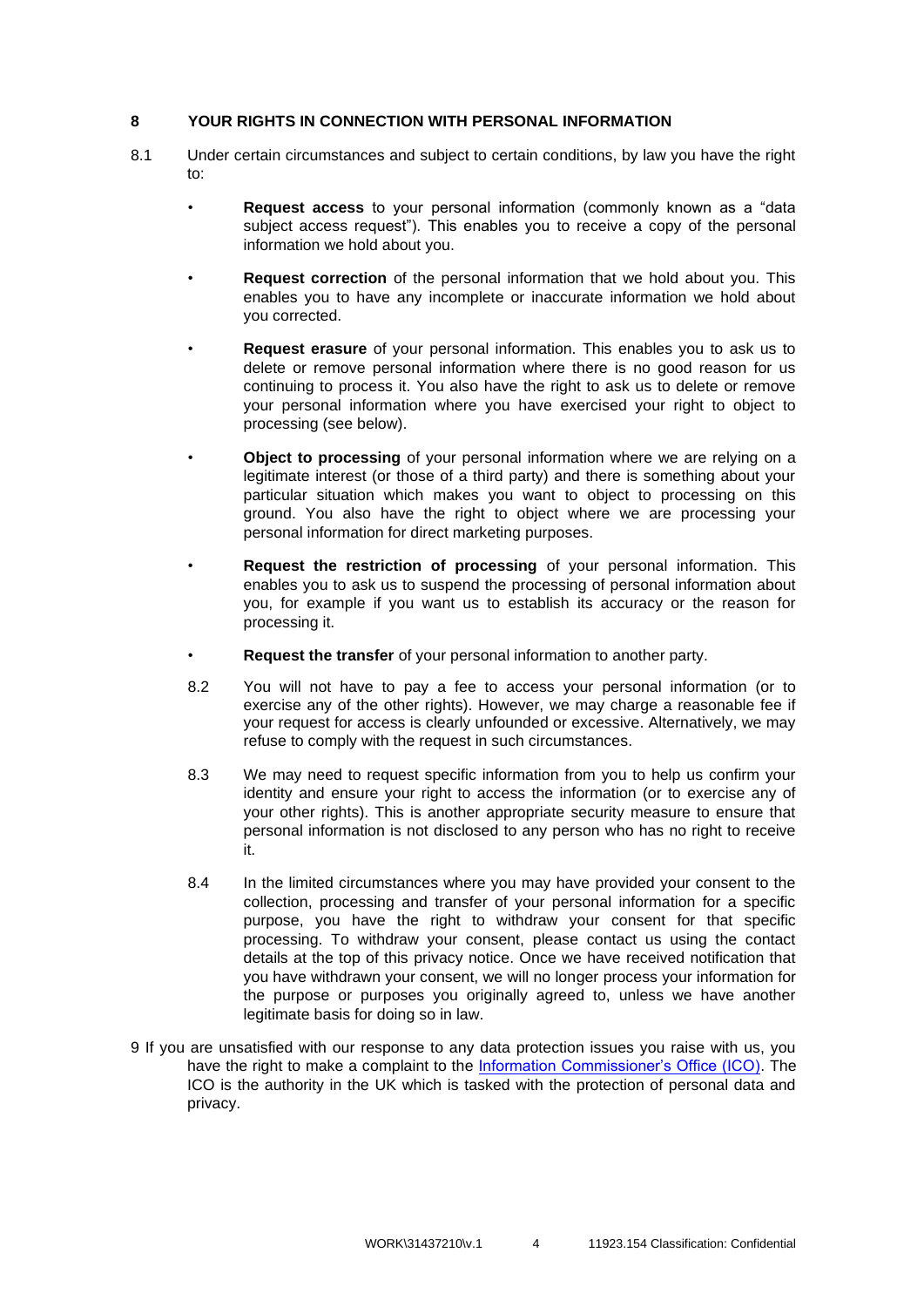## 8 YOUR RIGHTS IN CONNECTION WITH PERSONAL INFORMATION

8.1 Under certain circumstances and subject to certain conditions, by law you have the right to:

- **Request access** to your personal information (commonly known as a "data subject access request"). This enables you to receive a copy of the personal information we hold about you.
- **Request correction** of the personal information that we hold about you. This enables you to have any incomplete or inaccurate information we hold about you corrected.
- **Request erasure** of your personal information. This enables you to ask us to delete or remove personal information where there is no good reason for us continuing to process it. You also have the right to ask us to delete or remove your personal information where you have exercised your right to object to processing (see below).
- **Object to processing** of your personal information where we are relying on a legitimate interest (or those of a third party) and there is something about your particular situation which makes you want to object to processing on this ground. You also have the right to object where we are processing your personal information for direct marketing purposes.
- **Request the restriction of processing** of your personal information. This enables you to ask us to suspend the processing of personal information about you, for example if you want us to establish its accuracy or the reason for processing it.
- **Request the transfer** of your personal information to another party.

8.2 You will not have to pay a fee to access your personal information (or to exercise any of the other rights). However, we may charge a reasonable fee if your request for access is clearly unfounded or excessive. Alternatively, we may refuse to comply with the request in such circumstances.

8.3 We may need to request specific information from you to help us confirm your identity and ensure your right to access the information (or to exercise any of your other rights). This is another appropriate security measure to ensure that personal information is not disclosed to any person who has no right to receive it.

8.4 In the limited circumstances where you may have provided your consent to the collection, processing and transfer of your personal information for a specific purpose, you have the right to withdraw your consent for that specific processing. To withdraw your consent, please contact us using the contact details at the top of this privacy notice. Once we have received notification that you have withdrawn your consent, we will no longer process your information for the purpose or purposes you originally agreed to, unless we have another legitimate basis for doing so in law.

9 If you are unsatisfied with our response to any data protection issues you raise with us, you have the right to make a complaint to the Information Commissioner's Office (ICO). The ICO is the authority in the UK which is tasked with the protection of personal data and privacy.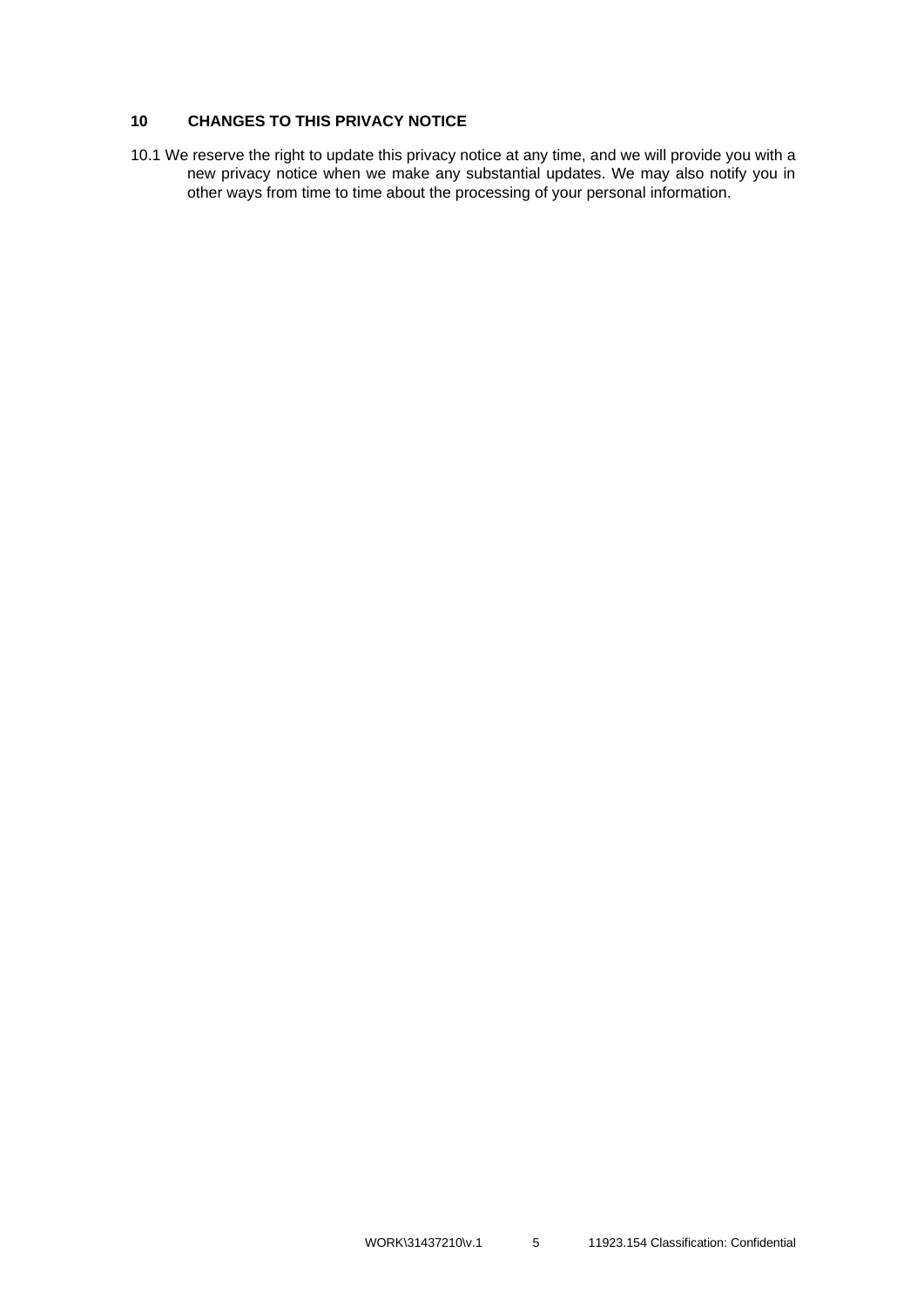## 10 CHANGES TO THIS PRIVACY NOTICE

10.1 We reserve the right to update this privacy notice at any time, and we will provide you with a new privacy notice when we make any substantial updates. We may also notify you in other ways from time to time about the processing of your personal information.